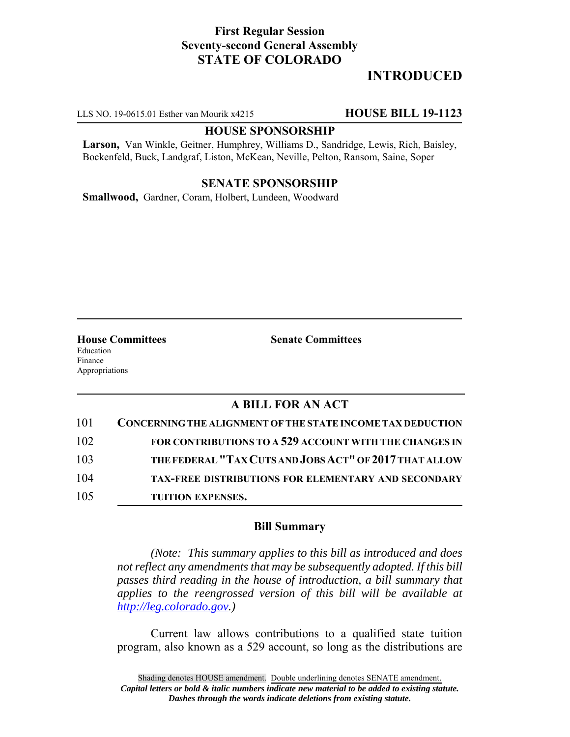**First Regular Session**
**Seventy-second General Assembly**
**STATE OF COLORADO**

# INTRODUCED

LLS NO. 19-0615.01 Esther van Mourik x4215 **HOUSE BILL 19-1123**

**HOUSE SPONSORSHIP**

**Larson,** Van Winkle, Geitner, Humphrey, Williams D., Sandridge, Lewis, Rich, Baisley, Bockenfeld, Buck, Landgraf, Liston, McKean, Neville, Pelton, Ransom, Saine, Soper

**SENATE SPONSORSHIP**

**Smallwood,** Gardner, Coram, Holbert, Lundeen, Woodward

**House Committees**
Education
Finance
Appropriations

**Senate Committees**

## A BILL FOR AN ACT

101 **CONCERNING THE ALIGNMENT OF THE STATE INCOME TAX DEDUCTION**
102 **FOR CONTRIBUTIONS TO A 529 ACCOUNT WITH THE CHANGES IN**
103 **THE FEDERAL "TAX CUTS AND JOBS ACT" OF 2017 THAT ALLOW**
104 **TAX-FREE DISTRIBUTIONS FOR ELEMENTARY AND SECONDARY**
105 **TUITION EXPENSES.**

### Bill Summary

*(Note: This summary applies to this bill as introduced and does not reflect any amendments that may be subsequently adopted. If this bill passes third reading in the house of introduction, a bill summary that applies to the reengrossed version of this bill will be available at http://leg.colorado.gov.)*

Current law allows contributions to a qualified state tuition program, also known as a 529 account, so long as the distributions are

Shading denotes HOUSE amendment. Double underlining denotes SENATE amendment.
*Capital letters or bold & italic numbers indicate new material to be added to existing statute.*
*Dashes through the words indicate deletions from existing statute.*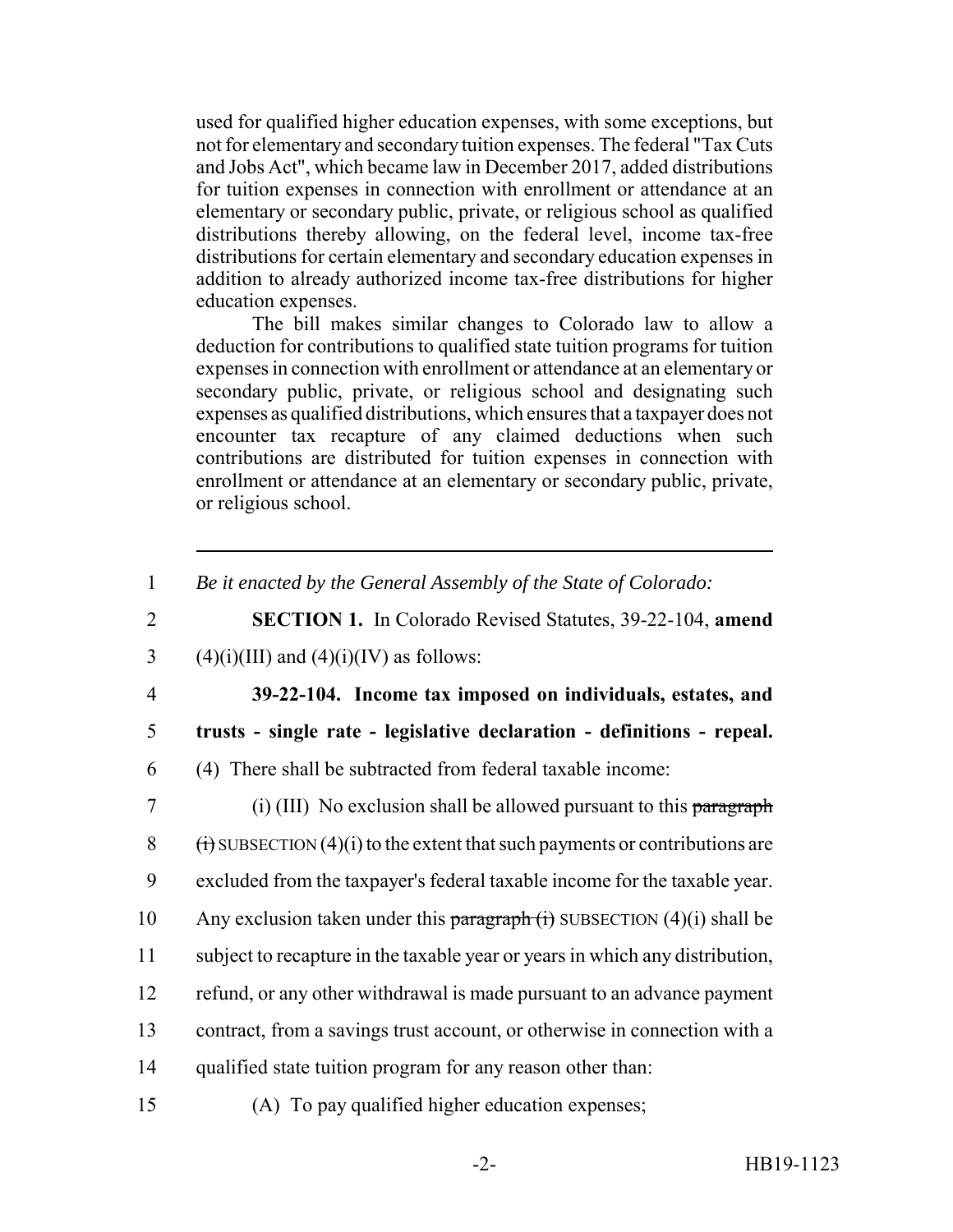used for qualified higher education expenses, with some exceptions, but not for elementary and secondary tuition expenses. The federal "Tax Cuts and Jobs Act", which became law in December 2017, added distributions for tuition expenses in connection with enrollment or attendance at an elementary or secondary public, private, or religious school as qualified distributions thereby allowing, on the federal level, income tax-free distributions for certain elementary and secondary education expenses in addition to already authorized income tax-free distributions for higher education expenses.

The bill makes similar changes to Colorado law to allow a deduction for contributions to qualified state tuition programs for tuition expenses in connection with enrollment or attendance at an elementary or secondary public, private, or religious school and designating such expenses as qualified distributions, which ensures that a taxpayer does not encounter tax recapture of any claimed deductions when such contributions are distributed for tuition expenses in connection with enrollment or attendance at an elementary or secondary public, private, or religious school.

---

1 *Be it enacted by the General Assembly of the State of Colorado:*

2 **SECTION 1.** In Colorado Revised Statutes, 39-22-104, **amend**
3 (4)(i)(III) and (4)(i)(IV) as follows:

4 **39-22-104. Income tax imposed on individuals, estates, and**
5 **trusts - single rate - legislative declaration - definitions - repeal.**
6 (4) There shall be subtracted from federal taxable income:

7 (i) (III) No exclusion shall be allowed pursuant to this ~~paragraph~~
8 ~~(i)~~ SUBSECTION (4)(i) to the extent that such payments or contributions are
9 excluded from the taxpayer's federal taxable income for the taxable year.
10 Any exclusion taken under this ~~paragraph (i)~~ SUBSECTION (4)(i) shall be
11 subject to recapture in the taxable year or years in which any distribution,
12 refund, or any other withdrawal is made pursuant to an advance payment
13 contract, from a savings trust account, or otherwise in connection with a
14 qualified state tuition program for any reason other than:

15 (A) To pay qualified higher education expenses;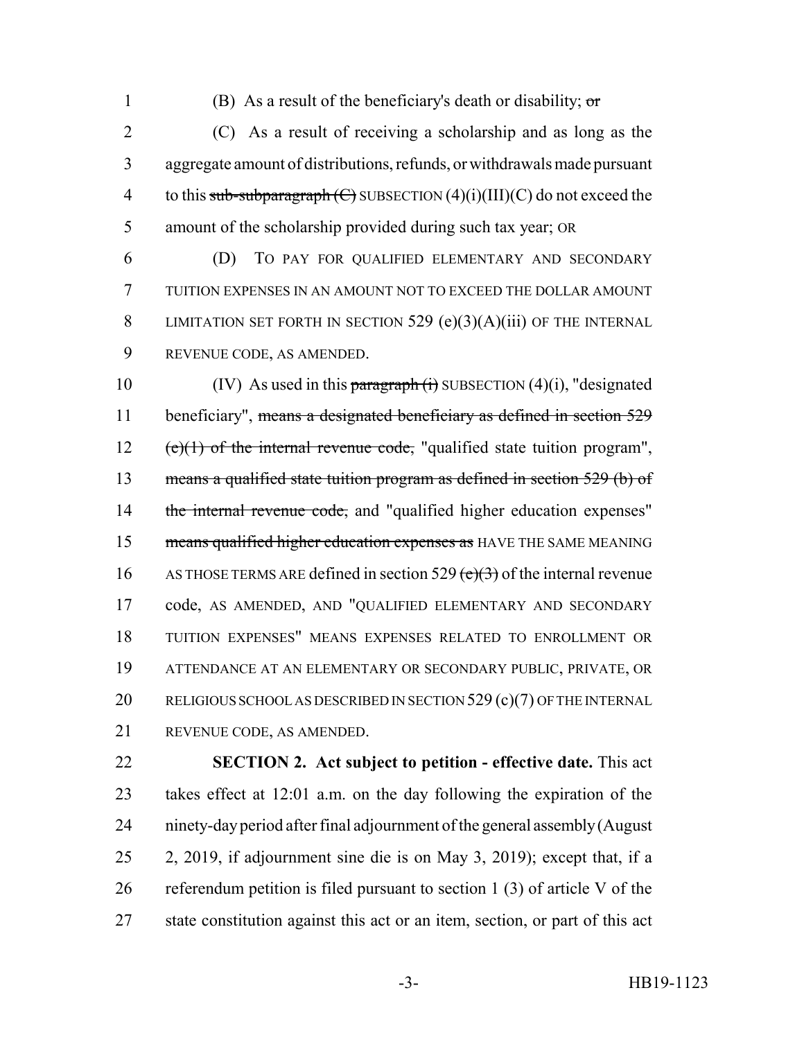(B) As a result of the beneficiary's death or disability; ~~or~~

(C) As a result of receiving a scholarship and as long as the aggregate amount of distributions, refunds, or withdrawals made pursuant to this ~~sub-subparagraph (C)~~ SUBSECTION (4)(i)(III)(C) do not exceed the amount of the scholarship provided during such tax year; OR

(D) TO PAY FOR QUALIFIED ELEMENTARY AND SECONDARY TUITION EXPENSES IN AN AMOUNT NOT TO EXCEED THE DOLLAR AMOUNT LIMITATION SET FORTH IN SECTION 529 (e)(3)(A)(iii) OF THE INTERNAL REVENUE CODE, AS AMENDED.

(IV) As used in this ~~paragraph (i)~~ SUBSECTION (4)(i), "designated beneficiary", ~~means a designated beneficiary as defined in section 529 (e)(1) of the internal revenue code,~~ "qualified state tuition program", ~~means a qualified state tuition program as defined in section 529 (b) of the internal revenue code,~~ and "qualified higher education expenses" ~~means qualified higher education expenses as~~ HAVE THE SAME MEANING AS THOSE TERMS ARE defined in section 529 ~~(e)(3)~~ of the internal revenue code, AS AMENDED, AND "QUALIFIED ELEMENTARY AND SECONDARY TUITION EXPENSES" MEANS EXPENSES RELATED TO ENROLLMENT OR ATTENDANCE AT AN ELEMENTARY OR SECONDARY PUBLIC, PRIVATE, OR RELIGIOUS SCHOOL AS DESCRIBED IN SECTION 529 (c)(7) OF THE INTERNAL REVENUE CODE, AS AMENDED.

**SECTION 2. Act subject to petition - effective date.** This act takes effect at 12:01 a.m. on the day following the expiration of the ninety-day period after final adjournment of the general assembly (August 2, 2019, if adjournment sine die is on May 3, 2019); except that, if a referendum petition is filed pursuant to section 1 (3) of article V of the state constitution against this act or an item, section, or part of this act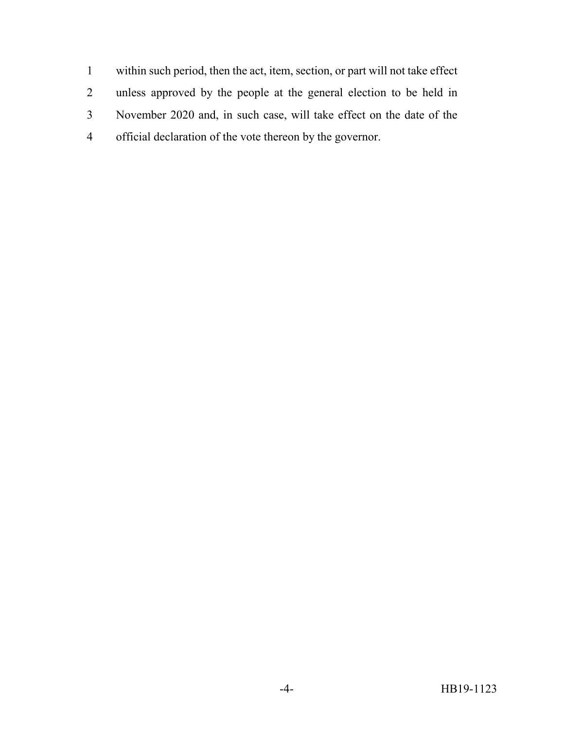within such period, then the act, item, section, or part will not take effect unless approved by the people at the general election to be held in November 2020 and, in such case, will take effect on the date of the official declaration of the vote thereon by the governor.